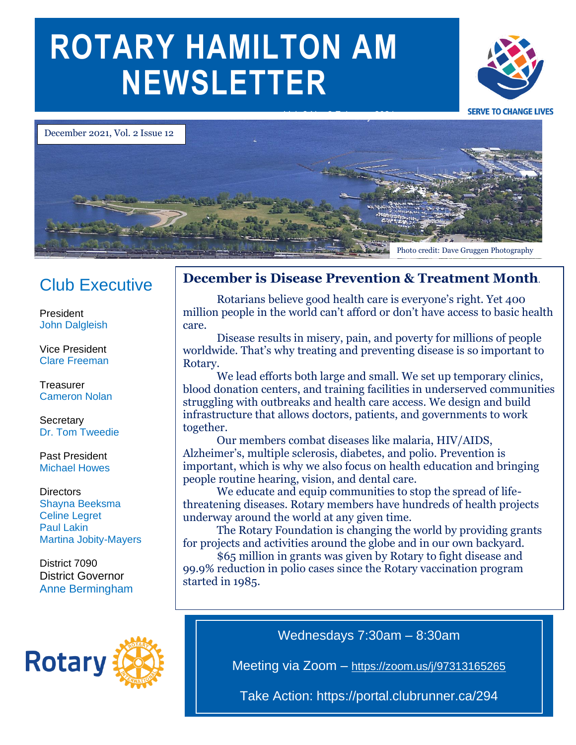# ROTARY HAMILTON AM NEWSLETTER

SERVE TO CHANGE LIVES

December 2021, Vol. 2 Issue 12

Photo credit: Dave Gruggen Photography

## Club Executive

President
John Dalgleish

Vice President
Clare Freeman

Treasurer
Cameron Nolan

Secretary
Dr. Tom Tweedie

Past President
Michael Howes

Directors
Shayna Beeksma
Celine Legret
Paul Lakin
Martina Jobity-Mayers

District 7090
District Governor
Anne Bermingham

## December is Disease Prevention & Treatment Month.

Rotarians believe good health care is everyone's right. Yet 400 million people in the world can't afford or don't have access to basic health care.

Disease results in misery, pain, and poverty for millions of people worldwide. That's why treating and preventing disease is so important to Rotary.

We lead efforts both large and small. We set up temporary clinics, blood donation centers, and training facilities in underserved communities struggling with outbreaks and health care access. We design and build infrastructure that allows doctors, patients, and governments to work together.

Our members combat diseases like malaria, HIV/AIDS, Alzheimer's, multiple sclerosis, diabetes, and polio. Prevention is important, which is why we also focus on health education and bringing people routine hearing, vision, and dental care.

We educate and equip communities to stop the spread of life-threatening diseases. Rotary members have hundreds of health projects underway around the world at any given time.

The Rotary Foundation is changing the world by providing grants for projects and activities around the globe and in our own backyard.

$65 million in grants was given by Rotary to fight disease and 99.9% reduction in polio cases since the Rotary vaccination program started in 1985.

Wednesdays 7:30am – 8:30am

Meeting via Zoom – https://zoom.us/j/97313165265

Take Action: https://portal.clubrunner.ca/294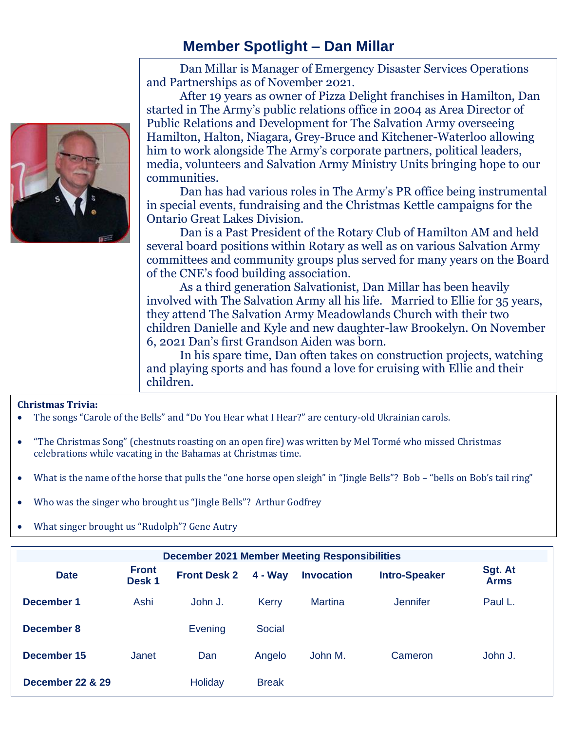## Member Spotlight – Dan Millar

Dan Millar is Manager of Emergency Disaster Services Operations and Partnerships as of November 2021.

After 19 years as owner of Pizza Delight franchises in Hamilton, Dan started in The Army's public relations office in 2004 as Area Director of Public Relations and Development for The Salvation Army overseeing Hamilton, Halton, Niagara, Grey-Bruce and Kitchener-Waterloo allowing him to work alongside The Army's corporate partners, political leaders, media, volunteers and Salvation Army Ministry Units bringing hope to our communities.

Dan has had various roles in The Army's PR office being instrumental in special events, fundraising and the Christmas Kettle campaigns for the Ontario Great Lakes Division.

Dan is a Past President of the Rotary Club of Hamilton AM and held several board positions within Rotary as well as on various Salvation Army committees and community groups plus served for many years on the Board of the CNE's food building association.

As a third generation Salvationist, Dan Millar has been heavily involved with The Salvation Army all his life. Married to Ellie for 35 years, they attend The Salvation Army Meadowlands Church with their two children Danielle and Kyle and new daughter-law Brookelyn. On November 6, 2021 Dan's first Grandson Aiden was born.

In his spare time, Dan often takes on construction projects, watching and playing sports and has found a love for cruising with Ellie and their children.

**Christmas Trivia:**

- The songs "Carole of the Bells" and "Do You Hear what I Hear?" are century-old Ukrainian carols.
- "The Christmas Song" (chestnuts roasting on an open fire) was written by Mel Tormé who missed Christmas celebrations while vacating in the Bahamas at Christmas time.
- What is the name of the horse that pulls the "one horse open sleigh" in "Jingle Bells"? Bob – "bells on Bob's tail ring"
- Who was the singer who brought us "Jingle Bells"? Arthur Godfrey
- What singer brought us "Rudolph"? Gene Autry

**December 2021 Member Meeting Responsibilities**

| Date | Front Desk 1 | Front Desk 2 | 4 - Way | Invocation | Intro-Speaker | Sgt. At Arms |
|---|---|---|---|---|---|---|
| **December 1** | Ashi | John J. | Kerry | Martina | Jennifer | Paul L. |
| **December 8** | | Evening | Social | | | |
| **December 15** | Janet | Dan | Angelo | John M. | Cameron | John J. |
| **December 22 & 29** | | Holiday | Break | | | |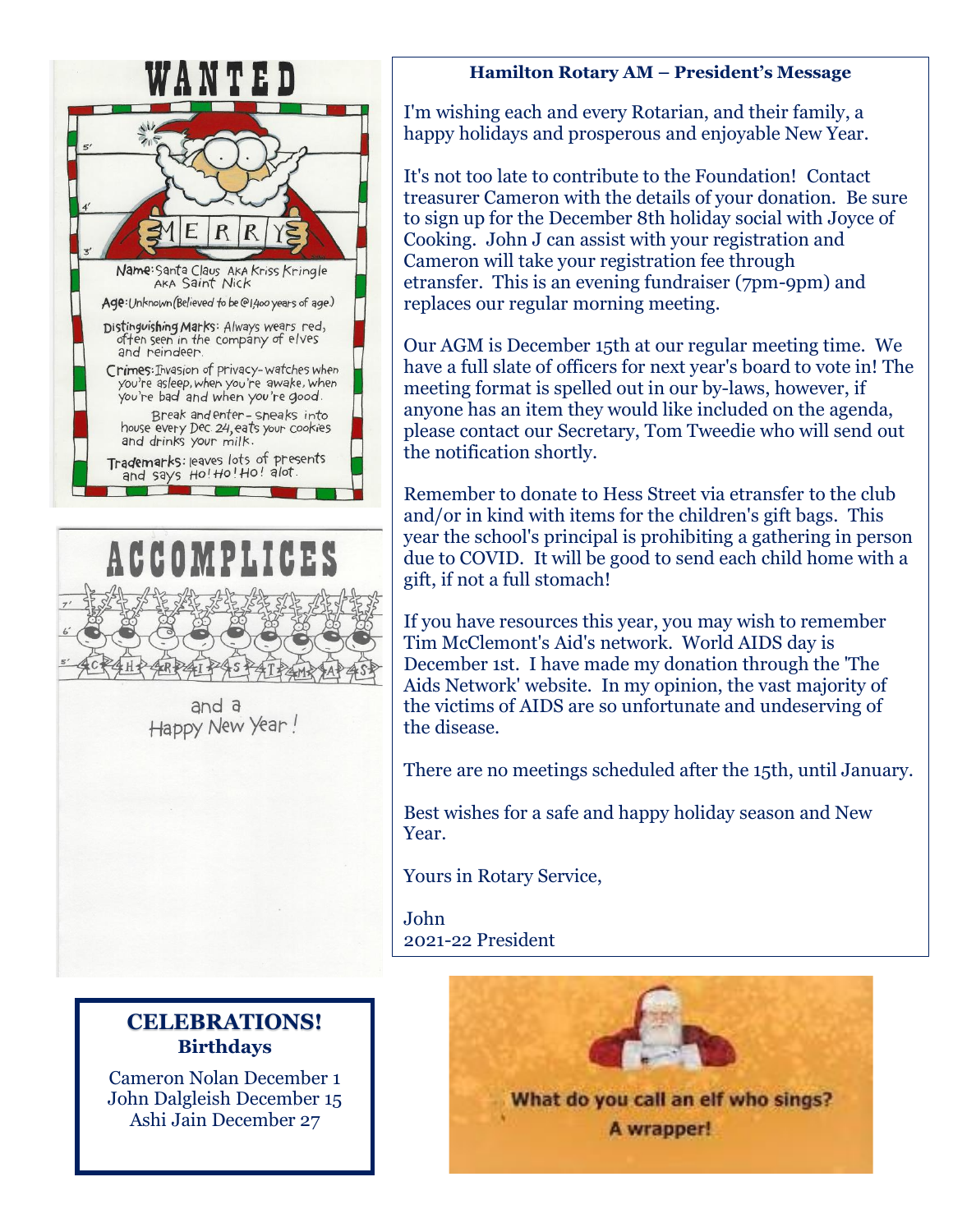## WANTED

MERRY

Name: Santa Claus AKA Kriss Kringle AKA Saint Nick

Age: Unknown (Believed to be @1,400 years of age)

Distinguishing Marks: Always wears red, often seen in the company of elves and reindeer.

Crimes: Invasion of privacy - watches when you're asleep, when you're awake, when you're bad and when you're good.

Break and enter - sneaks into house every Dec. 24, eats your cookies and drinks your milk.

Trademarks: leaves lots of presents and says Ho! Ho! Ho! alot.

## ACCOMPLICES

C H R I S T M A S

and a Happy New Year!

### Hamilton Rotary AM – President's Message

I'm wishing each and every Rotarian, and their family, a happy holidays and prosperous and enjoyable New Year.

It's not too late to contribute to the Foundation! Contact treasurer Cameron with the details of your donation. Be sure to sign up for the December 8th holiday social with Joyce of Cooking. John J can assist with your registration and Cameron will take your registration fee through etransfer. This is an evening fundraiser (7pm-9pm) and replaces our regular morning meeting.

Our AGM is December 15th at our regular meeting time. We have a full slate of officers for next year's board to vote in! The meeting format is spelled out in our by-laws, however, if anyone has an item they would like included on the agenda, please contact our Secretary, Tom Tweedie who will send out the notification shortly.

Remember to donate to Hess Street via etransfer to the club and/or in kind with items for the children's gift bags. This year the school's principal is prohibiting a gathering in person due to COVID. It will be good to send each child home with a gift, if not a full stomach!

If you have resources this year, you may wish to remember Tim McClemont's Aid's network. World AIDS day is December 1st. I have made my donation through the 'The Aids Network' website. In my opinion, the vast majority of the victims of AIDS are so unfortunate and undeserving of the disease.

There are no meetings scheduled after the 15th, until January.

Best wishes for a safe and happy holiday season and New Year.

Yours in Rotary Service,

John
2021-22 President

## CELEBRATIONS!

### Birthdays

Cameron Nolan December 1
John Dalgleish December 15
Ashi Jain December 27

What do you call an elf who sings?
A wrapper!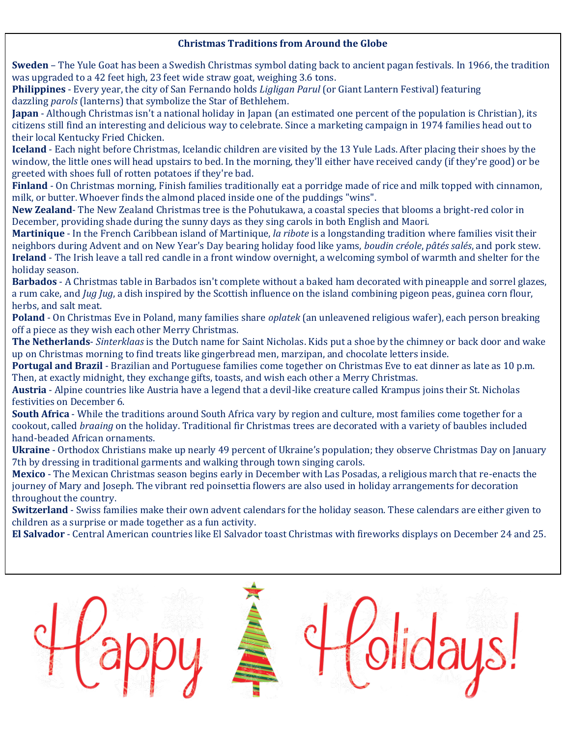## Christmas Traditions from Around the Globe

**Sweden** – The Yule Goat has been a Swedish Christmas symbol dating back to ancient pagan festivals. In 1966, the tradition was upgraded to a 42 feet high, 23 feet wide straw goat, weighing 3.6 tons.

**Philippines** - Every year, the city of San Fernando holds *Ligligan Parul* (or Giant Lantern Festival) featuring dazzling *parols* (lanterns) that symbolize the Star of Bethlehem.

**Japan** - Although Christmas isn't a national holiday in Japan (an estimated one percent of the population is Christian), its citizens still find an interesting and delicious way to celebrate. Since a marketing campaign in 1974 families head out to their local Kentucky Fried Chicken.

**Iceland** - Each night before Christmas, Icelandic children are visited by the 13 Yule Lads. After placing their shoes by the window, the little ones will head upstairs to bed. In the morning, they'll either have received candy (if they're good) or be greeted with shoes full of rotten potatoes if they're bad.

**Finland** - On Christmas morning, Finish families traditionally eat a porridge made of rice and milk topped with cinnamon, milk, or butter. Whoever finds the almond placed inside one of the puddings "wins".

**New Zealand**- The New Zealand Christmas tree is the Pohutukawa, a coastal species that blooms a bright-red color in December, providing shade during the sunny days as they sing carols in both English and Maori.

**Martinique** - In the French Caribbean island of Martinique, *la ribote* is a longstanding tradition where families visit their neighbors during Advent and on New Year's Day bearing holiday food like yams, *boudin créole*, *pâtés salés*, and pork stew.

**Ireland** - The Irish leave a tall red candle in a front window overnight, a welcoming symbol of warmth and shelter for the holiday season.

**Barbados** - A Christmas table in Barbados isn't complete without a baked ham decorated with pineapple and sorrel glazes, a rum cake, and *Jug Jug*, a dish inspired by the Scottish influence on the island combining pigeon peas, guinea corn flour, herbs, and salt meat.

**Poland** - On Christmas Eve in Poland, many families share *oplatek* (an unleavened religious wafer), each person breaking off a piece as they wish each other Merry Christmas.

**The Netherlands**- *Sinterklaas* is the Dutch name for Saint Nicholas. Kids put a shoe by the chimney or back door and wake up on Christmas morning to find treats like gingerbread men, marzipan, and chocolate letters inside.

**Portugal and Brazil** - Brazilian and Portuguese families come together on Christmas Eve to eat dinner as late as 10 p.m. Then, at exactly midnight, they exchange gifts, toasts, and wish each other a Merry Christmas.

**Austria** - Alpine countries like Austria have a legend that a devil-like creature called Krampus joins their St. Nicholas festivities on December 6.

**South Africa** - While the traditions around South Africa vary by region and culture, most families come together for a cookout, called *braaing* on the holiday. Traditional fir Christmas trees are decorated with a variety of baubles included hand-beaded African ornaments.

**Ukraine** - Orthodox Christians make up nearly 49 percent of Ukraine's population; they observe Christmas Day on January 7th by dressing in traditional garments and walking through town singing carols.

**Mexico** - The Mexican Christmas season begins early in December with Las Posadas, a religious march that re-enacts the journey of Mary and Joseph. The vibrant red poinsettia flowers are also used in holiday arrangements for decoration throughout the country.

**Switzerland** - Swiss families make their own advent calendars for the holiday season. These calendars are either given to children as a surprise or made together as a fun activity.

**El Salvador** - Central American countries like El Salvador toast Christmas with fireworks displays on December 24 and 25.

Happy Holidays!